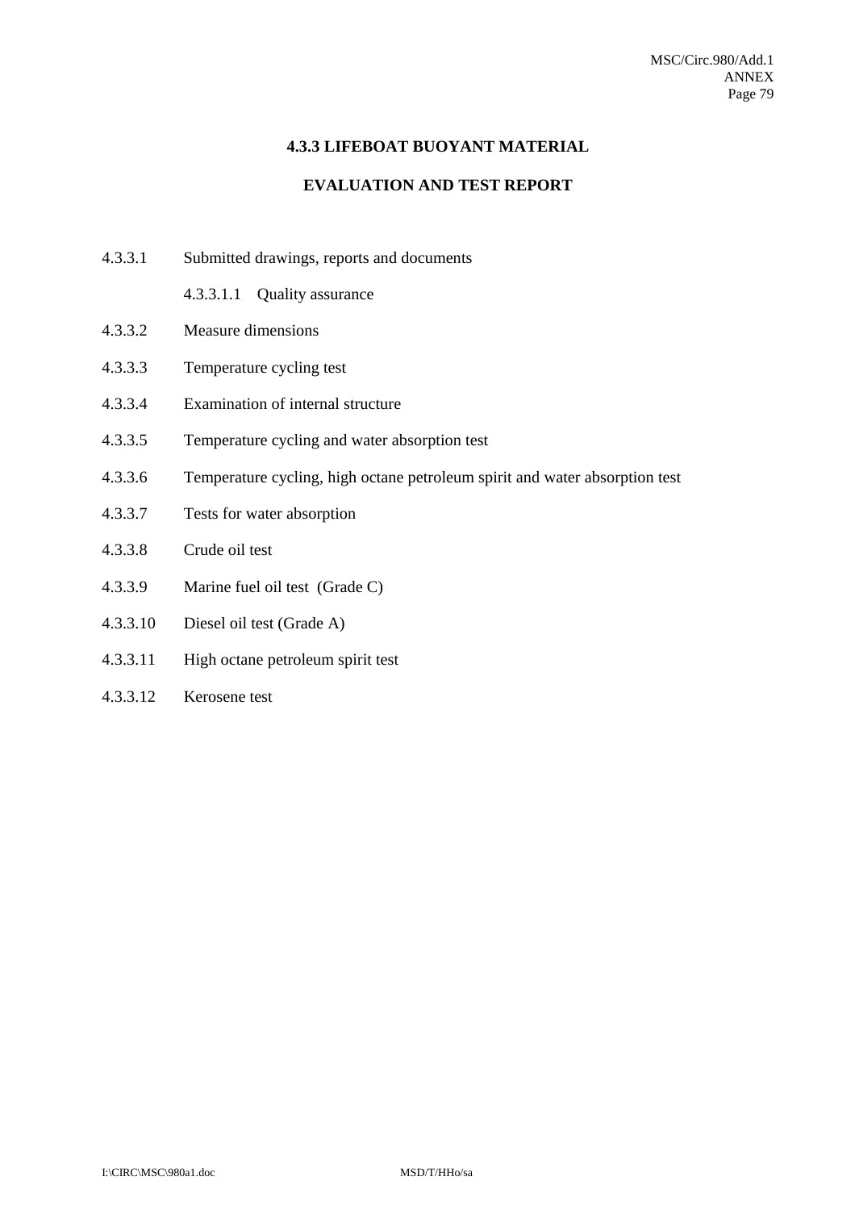## 4.3.3 LIFEBOAT BUOYANT MATERIAL

## EVALUATION AND TEST REPORT

4.3.3.1 Submitted drawings, reports and documents

4.3.3.1.1 Quality assurance

4.3.3.2 Measure dimensions

4.3.3.3 Temperature cycling test

4.3.3.4 Examination of internal structure

4.3.3.5 Temperature cycling and water absorption test

4.3.3.6 Temperature cycling, high octane petroleum spirit and water absorption test

4.3.3.7 Tests for water absorption

4.3.3.8 Crude oil test

4.3.3.9 Marine fuel oil test (Grade C)

4.3.3.10 Diesel oil test (Grade A)

4.3.3.11 High octane petroleum spirit test

4.3.3.12 Kerosene test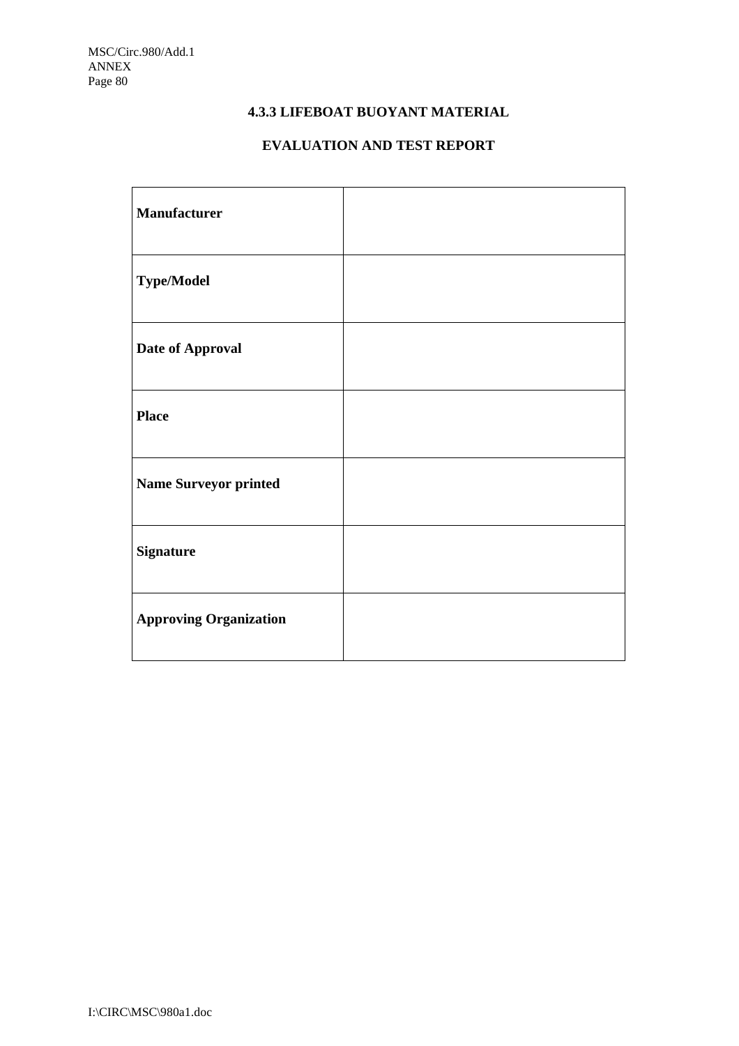### 4.3.3 LIFEBOAT BUOYANT MATERIAL

### EVALUATION AND TEST REPORT

| | |
|---|---|
| **Manufacturer** | |
| **Type/Model** | |
| **Date of Approval** | |
| **Place** | |
| **Name Surveyor printed** | |
| **Signature** | |
| **Approving Organization** | |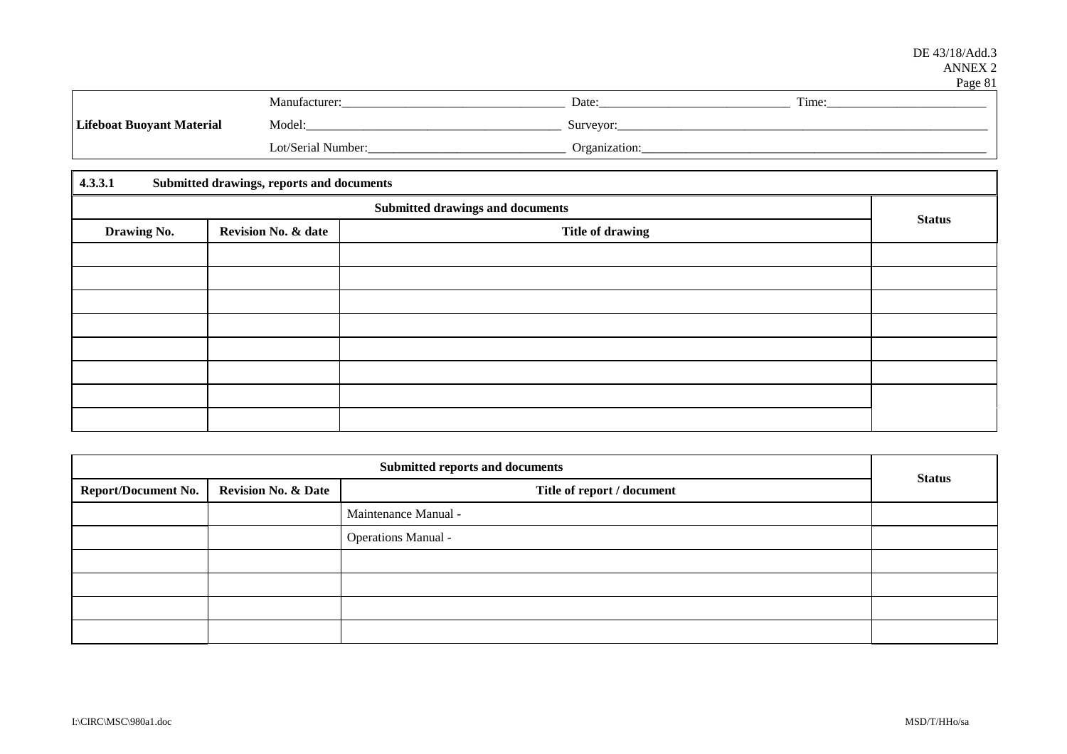| **Lifeboat Buoyant Material** | Manufacturer:___________________________ | Date:________________________ | Time:______________________ |
|---|---|---|---|
| | Model:_________________________________ | Surveyor:_____________________________________________ | |
| | Lot/Serial Number:_______________________ | Organization:__________________________________________ | |

**4.3.3.1 Submitted drawings, reports and documents**

| Submitted drawings and documents | | | Status |
|---|---|---|---|
| **Drawing No.** | **Revision No. & date** | **Title of drawing** | |
| | | | |
| | | | |
| | | | |
| | | | |
| | | | |
| | | | |
| | | | |
| | | | |

| Submitted reports and documents | | | Status |
|---|---|---|---|
| **Report/Document No.** | **Revision No. & Date** | **Title of report / document** | |
| | | Maintenance Manual - | |
| | | Operations Manual - | |
| | | | |
| | | | |
| | | | |
| | | | |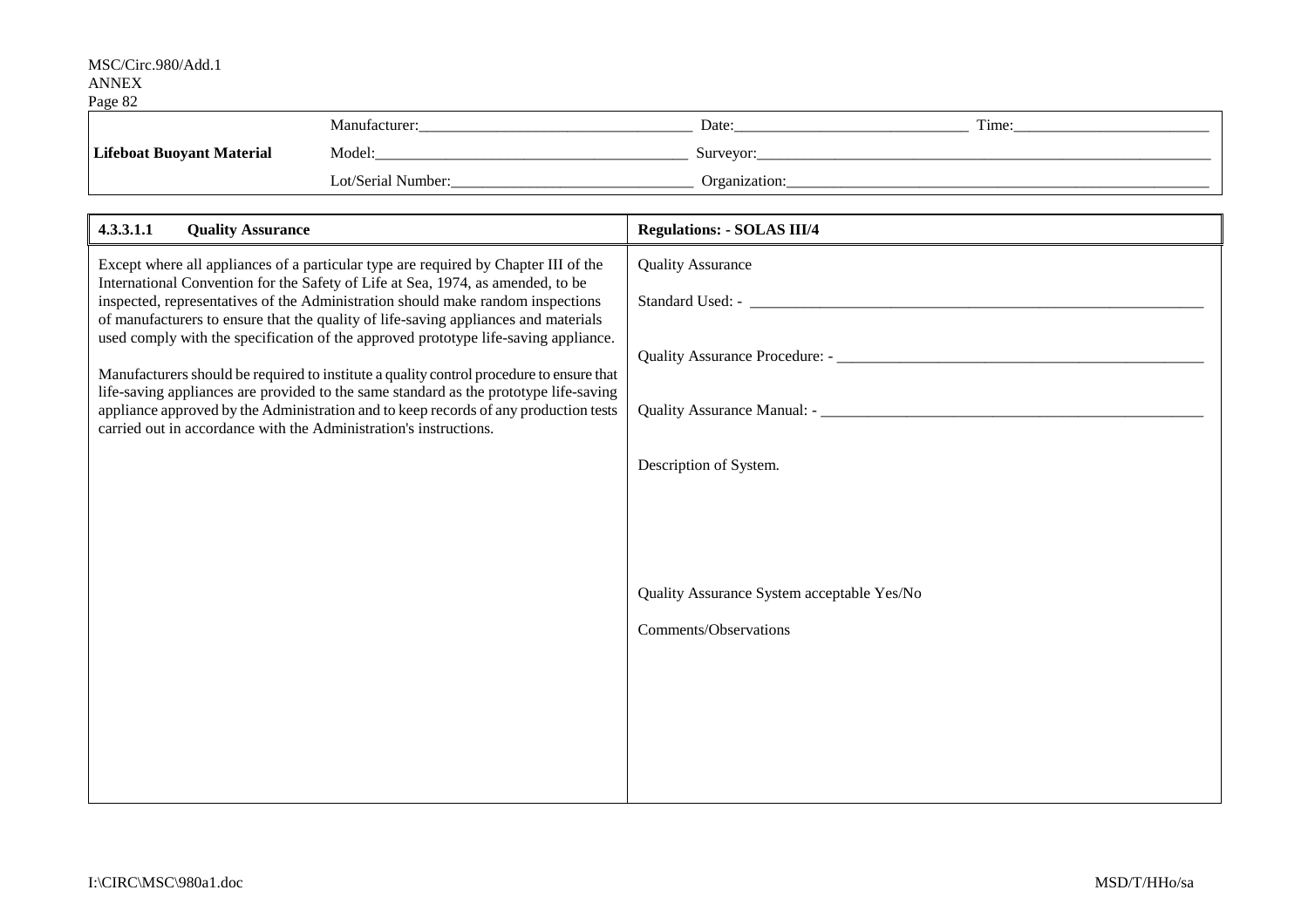| Lifeboat Buoyant Material | Manufacturer:\_\_\_\_\_\_\_\_\_\_\_\_\_\_\_\_\_\_\_\_\_\_\_\_\_\_\_\_\_\_\_\_\_\_ | Date:\_\_\_\_\_\_\_\_\_\_\_\_\_\_\_\_\_\_\_\_\_\_\_\_\_\_\_\_\_\_ | Time:\_\_\_\_\_\_\_\_\_\_\_\_\_\_\_\_\_\_\_\_\_\_\_\_\_ |
|---|---|---|---|
| | Model:\_\_\_\_\_\_\_\_\_\_\_\_\_\_\_\_\_\_\_\_\_\_\_\_\_\_\_\_\_\_\_\_\_\_\_\_\_\_\_ | Surveyor:\_\_\_\_\_\_\_\_\_\_\_\_\_\_\_\_\_\_\_\_\_\_\_\_\_\_\_\_\_\_\_\_\_\_\_\_\_\_\_\_\_\_\_\_\_\_\_\_\_\_\_\_\_\_\_\_\_\_ | |
| | Lot/Serial Number:\_\_\_\_\_\_\_\_\_\_\_\_\_\_\_\_\_\_\_\_\_\_\_\_\_\_\_\_\_\_ | Organization:\_\_\_\_\_\_\_\_\_\_\_\_\_\_\_\_\_\_\_\_\_\_\_\_\_\_\_\_\_\_\_\_\_\_\_\_\_\_\_\_\_\_\_\_\_\_\_\_\_\_\_\_\_\_\_ | |

| **4.3.3.1.1 Quality Assurance** | **Regulations: - SOLAS III/4** |
|---|---|
| Except where all appliances of a particular type are required by Chapter III of the International Convention for the Safety of Life at Sea, 1974, as amended, to be inspected, representatives of the Administration should make random inspections of manufacturers to ensure that the quality of life-saving appliances and materials used comply with the specification of the approved prototype life-saving appliance.<br><br>Manufacturers should be required to institute a quality control procedure to ensure that life-saving appliances are provided to the same standard as the prototype life-saving appliance approved by the Administration and to keep records of any production tests carried out in accordance with the Administration's instructions. | Quality Assurance<br><br>Standard Used: - \_\_\_\_\_\_\_\_\_\_\_\_\_\_\_\_\_\_\_\_\_\_\_\_\_\_\_\_\_\_\_\_\_\_\_\_\_\_\_\_\_\_\_\_\_\_\_\_\_\_\_\_\_\_\_\_\_\_\_\_<br><br>Quality Assurance Procedure: - \_\_\_\_\_\_\_\_\_\_\_\_\_\_\_\_\_\_\_\_\_\_\_\_\_\_\_\_\_\_\_\_\_\_\_\_\_\_\_\_\_\_\_\_\_\_\_\_<br><br>Quality Assurance Manual: - \_\_\_\_\_\_\_\_\_\_\_\_\_\_\_\_\_\_\_\_\_\_\_\_\_\_\_\_\_\_\_\_\_\_\_\_\_\_\_\_\_\_\_\_\_\_\_\_\_\_\_<br><br>Description of System.<br><br><br><br>Quality Assurance System acceptable Yes/No<br><br>Comments/Observations |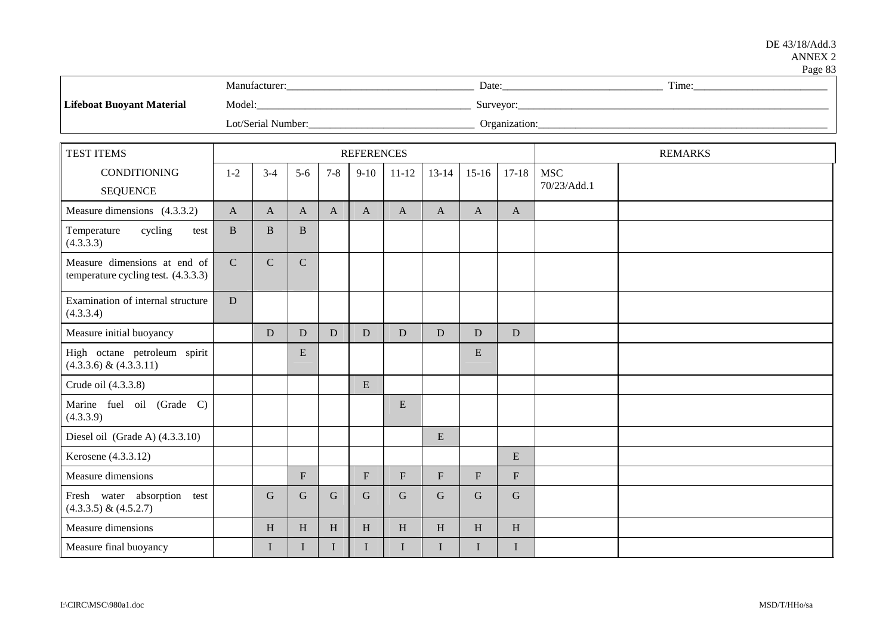| **Lifeboat Buoyant Material** | Manufacturer:___________________ | Date:___________________ | Time:___________________ |
|---|---|---|---|
| | Model:___________________ | Surveyor:___________________ | |
| | Lot/Serial Number:___________________ | Organization:___________________ | |

| TEST ITEMS | REFERENCES | | | | | | | | | REMARKS | |
|---|---|---|---|---|---|---|---|---|---|---|---|
| CONDITIONING SEQUENCE | 1-2 | 3-4 | 5-6 | 7-8 | 9-10 | 11-12 | 13-14 | 15-16 | 17-18 | MSC 70/23/Add.1 | |
| Measure dimensions (4.3.3.2) | A | A | A | A | A | A | A | A | A | | |
| Temperature cycling test (4.3.3.3) | B | B | B | | | | | | | | |
| Measure dimensions at end of temperature cycling test. (4.3.3.3) | C | C | C | | | | | | | | |
| Examination of internal structure (4.3.3.4) | D | | | | | | | | | | |
| Measure initial buoyancy | | D | D | D | D | D | D | D | D | | |
| High octane petroleum spirit (4.3.3.6) & (4.3.3.11) | | | E | | | | | E | | | |
| Crude oil (4.3.3.8) | | | | | E | | | | | | |
| Marine fuel oil (Grade C) (4.3.3.9) | | | | | | E | | | | | |
| Diesel oil (Grade A) (4.3.3.10) | | | | | | | E | | | | |
| Kerosene (4.3.3.12) | | | | | | | | | E | | |
| Measure dimensions | | | F | | F | F | F | F | F | | |
| Fresh water absorption test (4.3.3.5) & (4.5.2.7) | | G | G | G | G | G | G | G | G | | |
| Measure dimensions | | H | H | H | H | H | H | H | H | | |
| Measure final buoyancy | | I | I | I | I | I | I | I | I | | |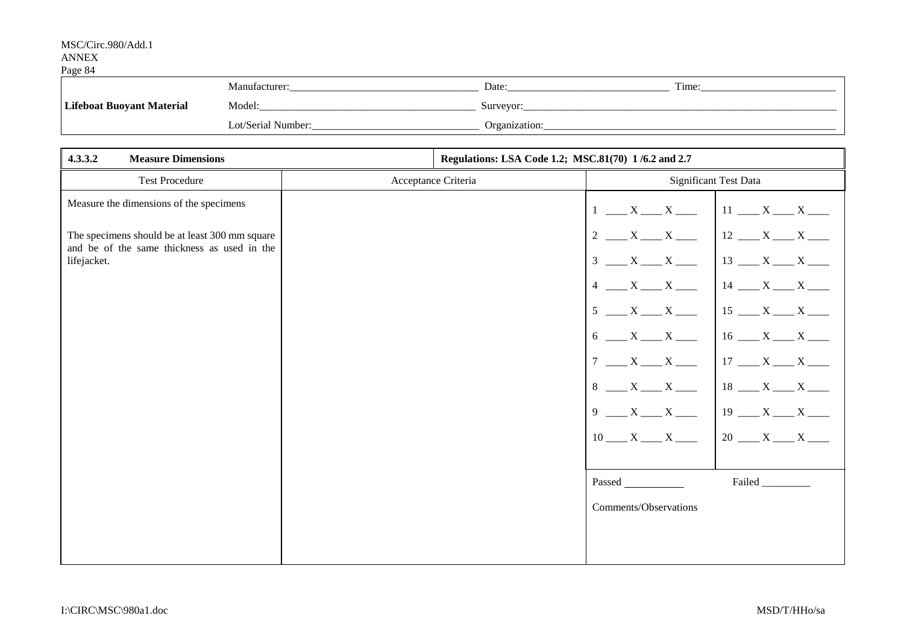| Lifeboat Buoyant Material | Manufacturer:\_\_\_\_\_\_\_\_\_\_\_\_\_\_\_\_\_\_\_\_ | Date:\_\_\_\_\_\_\_\_\_\_\_\_\_\_\_\_\_\_\_\_ | Time:\_\_\_\_\_\_\_\_\_\_\_\_\_\_\_\_\_\_\_\_ |
|---|---|---|---|
| | Model:\_\_\_\_\_\_\_\_\_\_\_\_\_\_\_\_\_\_\_\_ | Surveyor:\_\_\_\_\_\_\_\_\_\_\_\_\_\_\_\_\_\_\_\_ | |
| | Lot/Serial Number:\_\_\_\_\_\_\_\_\_\_\_\_\_\_\_\_\_\_\_\_ | Organization:\_\_\_\_\_\_\_\_\_\_\_\_\_\_\_\_\_\_\_\_ | |

| **4.3.3.2 Measure Dimensions** | | **Regulations: LSA Code 1.2; MSC.81(70) 1 /6.2 and 2.7** | |
|---|---|---|---|
| Test Procedure | Acceptance Criteria | Significant Test Data | |
| Measure the dimensions of the specimens<br><br>The specimens should be at least 300 mm square and be of the same thickness as used in the lifejacket. | | 1 \_\_\_\_ X \_\_\_\_ X \_\_\_\_<br>2 \_\_\_\_ X \_\_\_\_ X \_\_\_\_<br>3 \_\_\_\_ X \_\_\_\_ X \_\_\_\_<br>4 \_\_\_\_ X \_\_\_\_ X \_\_\_\_<br>5 \_\_\_\_ X \_\_\_\_ X \_\_\_\_<br>6 \_\_\_\_ X \_\_\_\_ X \_\_\_\_<br>7 \_\_\_\_ X \_\_\_\_ X \_\_\_\_<br>8 \_\_\_\_ X \_\_\_\_ X \_\_\_\_<br>9 \_\_\_\_ X \_\_\_\_ X \_\_\_\_<br>10 \_\_\_\_ X \_\_\_\_ X \_\_\_\_ | 11 \_\_\_\_ X \_\_\_\_ X \_\_\_\_<br>12 \_\_\_\_ X \_\_\_\_ X \_\_\_\_<br>13 \_\_\_\_ X \_\_\_\_ X \_\_\_\_<br>14 \_\_\_\_ X \_\_\_\_ X \_\_\_\_<br>15 \_\_\_\_ X \_\_\_\_ X \_\_\_\_<br>16 \_\_\_\_ X \_\_\_\_ X \_\_\_\_<br>17 \_\_\_\_ X \_\_\_\_ X \_\_\_\_<br>18 \_\_\_\_ X \_\_\_\_ X \_\_\_\_<br>19 \_\_\_\_ X \_\_\_\_ X \_\_\_\_<br>20 \_\_\_\_ X \_\_\_\_ X \_\_\_\_ |
| | | Passed \_\_\_\_\_\_\_\_\_\_<br><br>Comments/Observations | Failed \_\_\_\_\_\_\_\_\_ |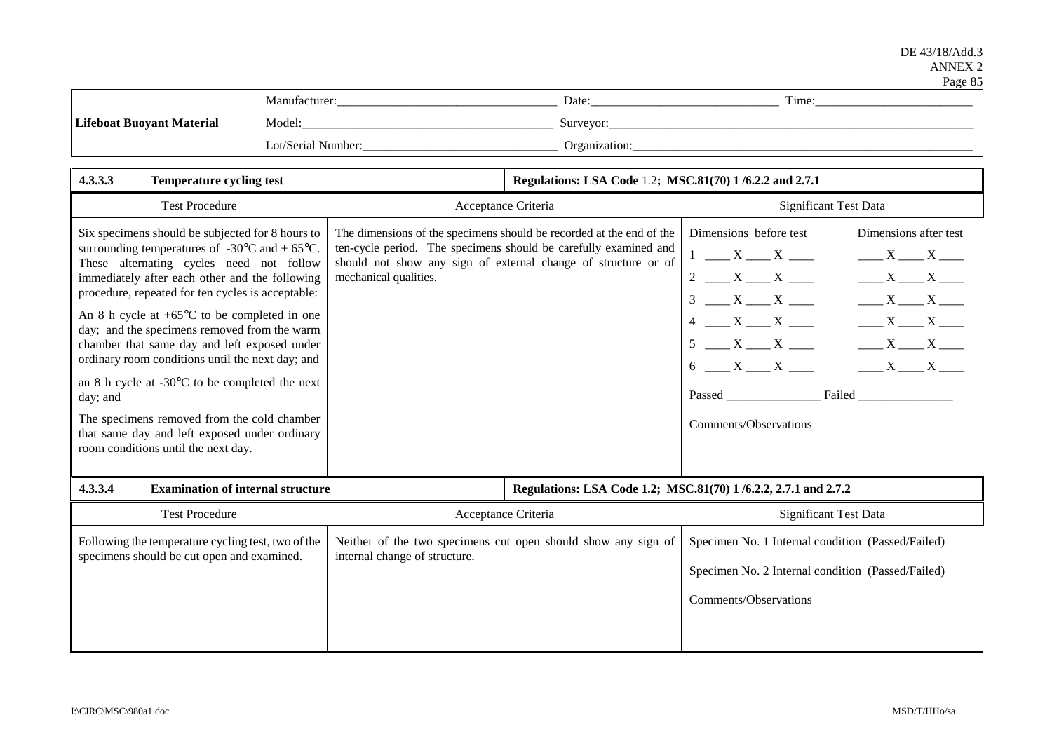| Lifeboat Buoyant Material | Manufacturer:___________________________ | Date:___________________________ | Time:___________________________ |
|---|---|---|---|
| | Model:___________________________ | Surveyor:___________________________ | |
| | Lot/Serial Number:___________________________ | Organization:___________________________ | |

| **4.3.3.3 Temperature cycling test** | **Regulations: LSA Code 1.2; MSC.81(70) 1 /6.2.2 and 2.7.1** | |
|---|---|---|
| Test Procedure | Acceptance Criteria | Significant Test Data |
| Six specimens should be subjected for 8 hours to surrounding temperatures of -30°C and + 65°C. These alternating cycles need not follow immediately after each other and the following procedure, repeated for ten cycles is acceptable:<br><br>An 8 h cycle at +65°C to be completed in one day; and the specimens removed from the warm chamber that same day and left exposed under ordinary room conditions until the next day; and<br><br>an 8 h cycle at -30°C to be completed the next day; and<br><br>The specimens removed from the cold chamber that same day and left exposed under ordinary room conditions until the next day. | The dimensions of the specimens should be recorded at the end of the ten-cycle period. The specimens should be carefully examined and should not show any sign of external change of structure or of mechanical qualities. | Dimensions before test / Dimensions after test<br>1 \_\_\_\_ X \_\_\_\_ X \_\_\_\_ / \_\_\_\_ X \_\_\_\_ X \_\_\_\_<br>2 \_\_\_\_ X \_\_\_\_ X \_\_\_\_ / \_\_\_\_ X \_\_\_\_ X \_\_\_\_<br>3 \_\_\_\_ X \_\_\_\_ X \_\_\_\_ / \_\_\_\_ X \_\_\_\_ X \_\_\_\_<br>4 \_\_\_\_ X \_\_\_\_ X \_\_\_\_ / \_\_\_\_ X \_\_\_\_ X \_\_\_\_<br>5 \_\_\_\_ X \_\_\_\_ X \_\_\_\_ / \_\_\_\_ X \_\_\_\_ X \_\_\_\_<br>6 \_\_\_\_ X \_\_\_\_ X \_\_\_\_ / \_\_\_\_ X \_\_\_\_ X \_\_\_\_<br><br>Passed \_\_\_\_\_\_\_\_\_\_ Failed \_\_\_\_\_\_\_\_\_\_<br><br>Comments/Observations |

| **4.3.3.4 Examination of internal structure** | **Regulations: LSA Code 1.2; MSC.81(70) 1 /6.2.2, 2.7.1 and 2.7.2** | |
|---|---|---|
| Test Procedure | Acceptance Criteria | Significant Test Data |
| Following the temperature cycling test, two of the specimens should be cut open and examined. | Neither of the two specimens cut open should show any sign of internal change of structure. | Specimen No. 1 Internal condition (Passed/Failed)<br><br>Specimen No. 2 Internal condition (Passed/Failed)<br><br>Comments/Observations |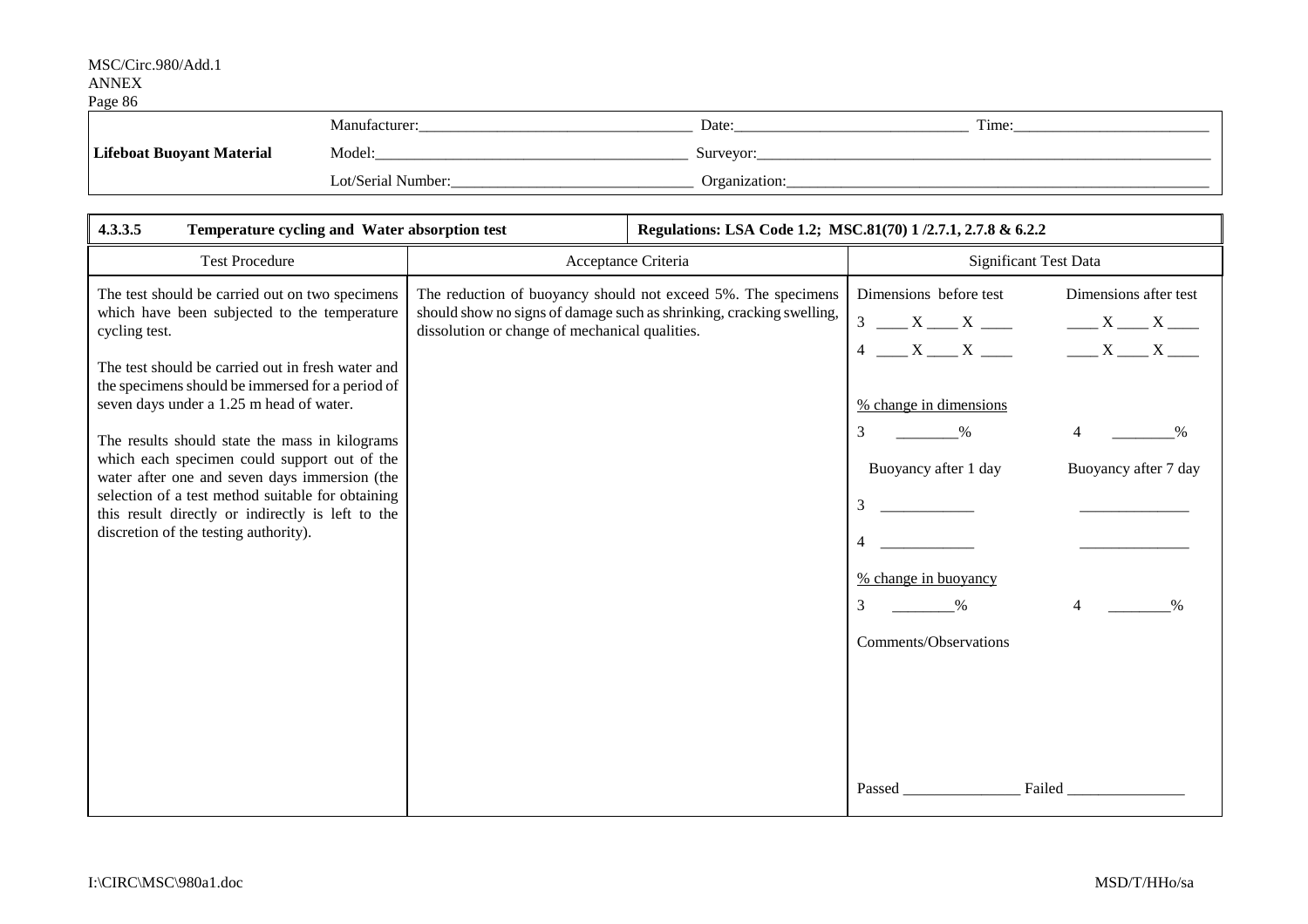| Lifeboat Buoyant Material | Manufacturer:_______________ | Date:_______________ | Time:_______________ |
|---|---|---|---|
| | Model:_______________ | Surveyor:_______________ | |
| | Lot/Serial Number:_______________ | Organization:_______________ | |

| **4.3.3.5 Temperature cycling and Water absorption test** | **Regulations: LSA Code 1.2; MSC.81(70) 1 /2.7.1, 2.7.8 & 6.2.2** | |
|---|---|---|
| Test Procedure | Acceptance Criteria | Significant Test Data |
| The test should be carried out on two specimens which have been subjected to the temperature cycling test.<br><br>The test should be carried out in fresh water and the specimens should be immersed for a period of seven days under a 1.25 m head of water.<br><br>The results should state the mass in kilograms which each specimen could support out of the water after one and seven days immersion (the selection of a test method suitable for obtaining this result directly or indirectly is left to the discretion of the testing authority). | The reduction of buoyancy should not exceed 5%. The specimens should show no signs of damage such as shrinking, cracking swelling, dissolution or change of mechanical qualities. | Dimensions before test / Dimensions after test<br>3 ____ X ____ X ____ / ____ X ____ X ____<br>4 ____ X ____ X ____ / ____ X ____ X ____<br><br>% change in dimensions<br>3 ________% / 4 ________%<br><br>Buoyancy after 1 day / Buoyancy after 7 day<br>3 ____________ / ______________<br>4 ____________ / ______________<br><br>% change in buoyancy<br>3 ________% / 4 ________%<br><br>Comments/Observations<br><br><br><br>Passed _______________ Failed _______________ |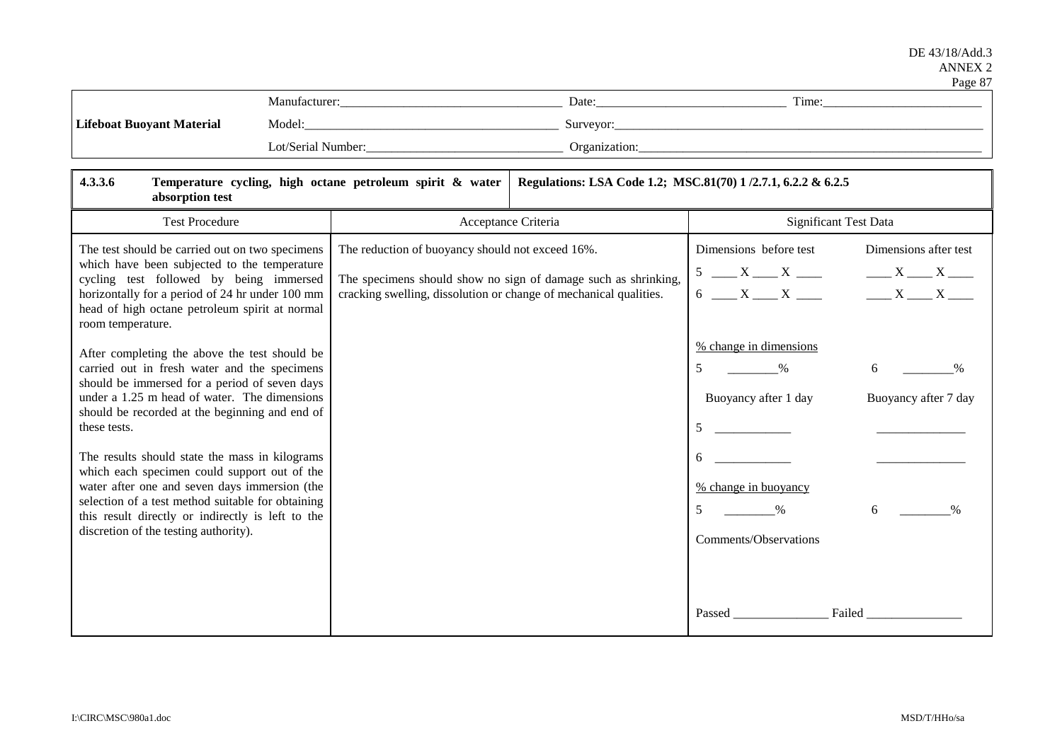| Lifeboat Buoyant Material | Manufacturer:___________________________________ | Date:_____________________________ | Time:________________________ |
|---|---|---|---|
| | Model:_______________________________________ | Surveyor:_________________________________________________________ | |
| | Lot/Serial Number:_______________________________ | Organization:______________________________________________________ | |

| **4.3.3.6 Temperature cycling, high octane petroleum spirit & water absorption test** | **Regulations: LSA Code 1.2; MSC.81(70) 1 /2.7.1, 6.2.2 & 6.2.5** | |
|---|---|---|
| Test Procedure | Acceptance Criteria | Significant Test Data |
| The test should be carried out on two specimens which have been subjected to the temperature cycling test followed by being immersed horizontally for a period of 24 hr under 100 mm head of high octane petroleum spirit at normal room temperature.<br><br>After completing the above the test should be carried out in fresh water and the specimens should be immersed for a period of seven days under a 1.25 m head of water. The dimensions should be recorded at the beginning and end of these tests.<br><br>The results should state the mass in kilograms which each specimen could support out of the water after one and seven days immersion (the selection of a test method suitable for obtaining this result directly or indirectly is left to the discretion of the testing authority). | The reduction of buoyancy should not exceed 16%.<br><br>The specimens should show no sign of damage such as shrinking, cracking swelling, dissolution or change of mechanical qualities. | Dimensions before test &nbsp;&nbsp;&nbsp; Dimensions after test<br>5 ____ X ____ X ____ &nbsp;&nbsp;&nbsp; ____ X ____ X ____<br>6 ____ X ____ X ____ &nbsp;&nbsp;&nbsp; ____ X ____ X ____<br><br>% change in dimensions<br>5 ________% &nbsp;&nbsp;&nbsp; 6 ________%<br><br>Buoyancy after 1 day &nbsp;&nbsp;&nbsp; Buoyancy after 7 day<br>5 ____________ &nbsp;&nbsp;&nbsp; ______________<br>6 ____________ &nbsp;&nbsp;&nbsp; ______________<br><br>% change in buoyancy<br>5 ________% &nbsp;&nbsp;&nbsp; 6 ________%<br><br>Comments/Observations<br><br><br>Passed _______________ Failed _______________ |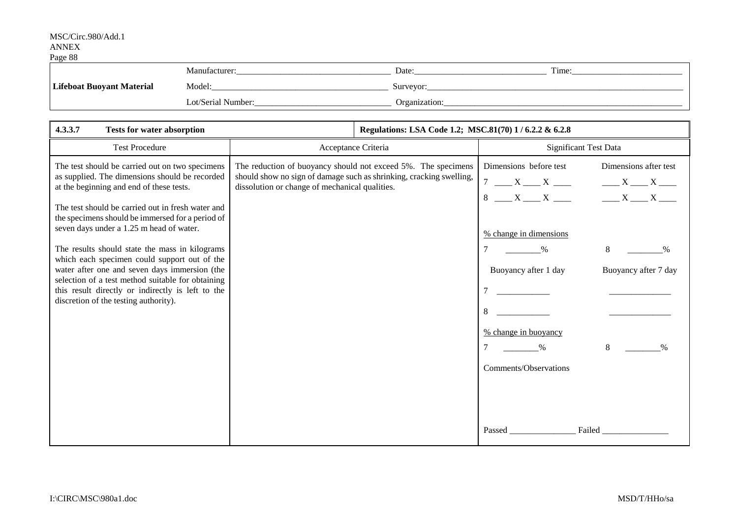| Lifeboat Buoyant Material | Manufacturer:___________________________ | Date:_______________________ | Time:_____________________ |
|---|---|---|---|
| | Model:_________________________________ | Surveyor:_________________________________________________ | |
| | Lot/Serial Number:______________________ | Organization:_____________________________________________ | |

| 4.3.3.7 Tests for water absorption | | Regulations: LSA Code 1.2; MSC.81(70) 1 / 6.2.2 & 6.2.8 |
|---|---|---|
| **Test Procedure** | **Acceptance Criteria** | **Significant Test Data** |
| The test should be carried out on two specimens as supplied. The dimensions should be recorded at the beginning and end of these tests.<br><br>The test should be carried out in fresh water and the specimens should be immersed for a period of seven days under a 1.25 m head of water.<br><br>The results should state the mass in kilograms which each specimen could support out of the water after one and seven days immersion (the selection of a test method suitable for obtaining this result directly or indirectly is left to the discretion of the testing authority). | The reduction of buoyancy should not exceed 5%. The specimens should show no sign of damage such as shrinking, cracking swelling, dissolution or change of mechanical qualities. | Dimensions before test &nbsp;&nbsp;&nbsp; Dimensions after test<br>7 ____ X ____ X ____ &nbsp;&nbsp;&nbsp; ____ X ____ X ____<br>8 ____ X ____ X ____ &nbsp;&nbsp;&nbsp; ____ X ____ X ____<br><br>% change in dimensions<br>7 ________% &nbsp;&nbsp;&nbsp; 8 ________%<br><br>Buoyancy after 1 day &nbsp;&nbsp;&nbsp; Buoyancy after 7 day<br>7 ____________ &nbsp;&nbsp;&nbsp; ______________<br>8 ____________ &nbsp;&nbsp;&nbsp; ______________<br><br>% change in buoyancy<br>7 ________% &nbsp;&nbsp;&nbsp; 8 ________%<br><br>Comments/Observations<br><br><br><br>Passed _______________ Failed _______________ |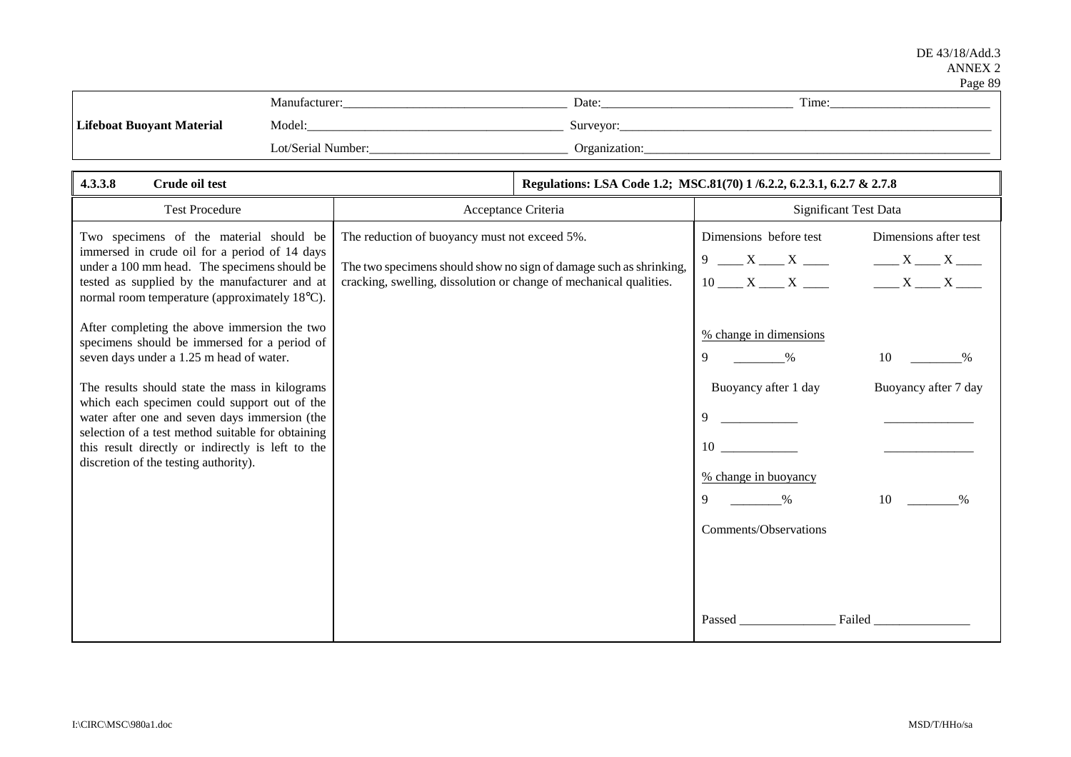| Lifeboat Buoyant Material | Manufacturer:______________________ | Date:______________________ | Time:______________________ |
|---|---|---|---|
| | Model:______________________ | Surveyor:______________________ | |
| | Lot/Serial Number:______________________ | Organization:______________________ | |

| **4.3.3.8 Crude oil test** | **Regulations: LSA Code 1.2; MSC.81(70) 1 /6.2.2, 6.2.3.1, 6.2.7 & 2.7.8** | |
|---|---|---|
| Test Procedure | Acceptance Criteria | Significant Test Data |
| Two specimens of the material should be immersed in crude oil for a period of 14 days under a 100 mm head. The specimens should be tested as supplied by the manufacturer and at normal room temperature (approximately 18°C).<br><br>After completing the above immersion the two specimens should be immersed for a period of seven days under a 1.25 m head of water.<br><br>The results should state the mass in kilograms which each specimen could support out of the water after one and seven days immersion (the selection of a test method suitable for obtaining this result directly or indirectly is left to the discretion of the testing authority). | The reduction of buoyancy must not exceed 5%.<br><br>The two specimens should show no sign of damage such as shrinking, cracking, swelling, dissolution or change of mechanical qualities. | Dimensions before test / Dimensions after test<br>9 ____ X ____ X ____ / ____ X ____ X ____<br>10 ____ X ____ X ____ / ____ X ____ X ____<br><br>% change in dimensions<br>9 ________% / 10 ________%<br><br>Buoyancy after 1 day / Buoyancy after 7 day<br>9 ____________ / ______________<br>10 ____________ / ______________<br><br>% change in buoyancy<br>9 ________% / 10 ________%<br><br>Comments/Observations<br><br><br>Passed _______________ Failed _______________ |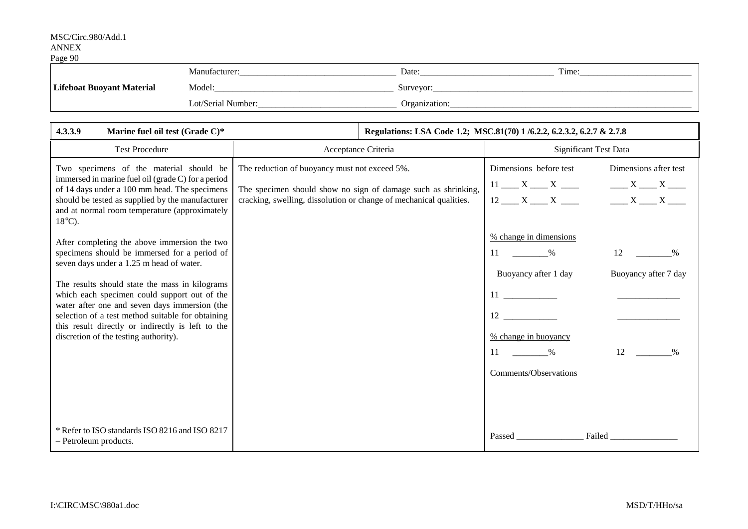| | | | |
|---|---|---|---|
| **Lifeboat Buoyant Material** | Manufacturer:___________________________ | Date:______________________ | Time:____________________ |
| | Model:_________________________________ | Surveyor:_____________________________________________ | |
| | Lot/Serial Number:_______________________ | Organization:__________________________________________ | |

| **4.3.3.9 Marine fuel oil test (Grade C)*** | **Regulations: LSA Code 1.2; MSC.81(70) 1 /6.2.2, 6.2.3.2, 6.2.7 & 2.7.8** | |
|---|---|---|
| Test Procedure | Acceptance Criteria | Significant Test Data |
| Two specimens of the material should be immersed in marine fuel oil (grade C) for a period of 14 days under a 100 mm head. The specimens should be tested as supplied by the manufacturer and at normal room temperature (approximately 18°C).<br><br>After completing the above immersion the two specimens should be immersed for a period of seven days under a 1.25 m head of water.<br><br>The results should state the mass in kilograms which each specimen could support out of the water after one and seven days immersion (the selection of a test method suitable for obtaining this result directly or indirectly is left to the discretion of the testing authority).<br><br>* Refer to ISO standards ISO 8216 and ISO 8217 – Petroleum products. | The reduction of buoyancy must not exceed 5%.<br><br>The specimen should show no sign of damage such as shrinking, cracking, swelling, dissolution or change of mechanical qualities. | Dimensions before test / Dimensions after test<br>11 ____ X ____ X ____ / ____ X ____ X ____<br>12 ____ X ____ X ____ / ____ X ____ X ____<br><br>% change in dimensions<br>11 ________% 12 ________%<br><br>Buoyancy after 1 day / Buoyancy after 7 day<br>11 ____________ / ______________<br>12 ____________ / ______________<br><br>% change in buoyancy<br>11 ________% 12 ________%<br><br>Comments/Observations<br><br>Passed _______________ Failed _______________ |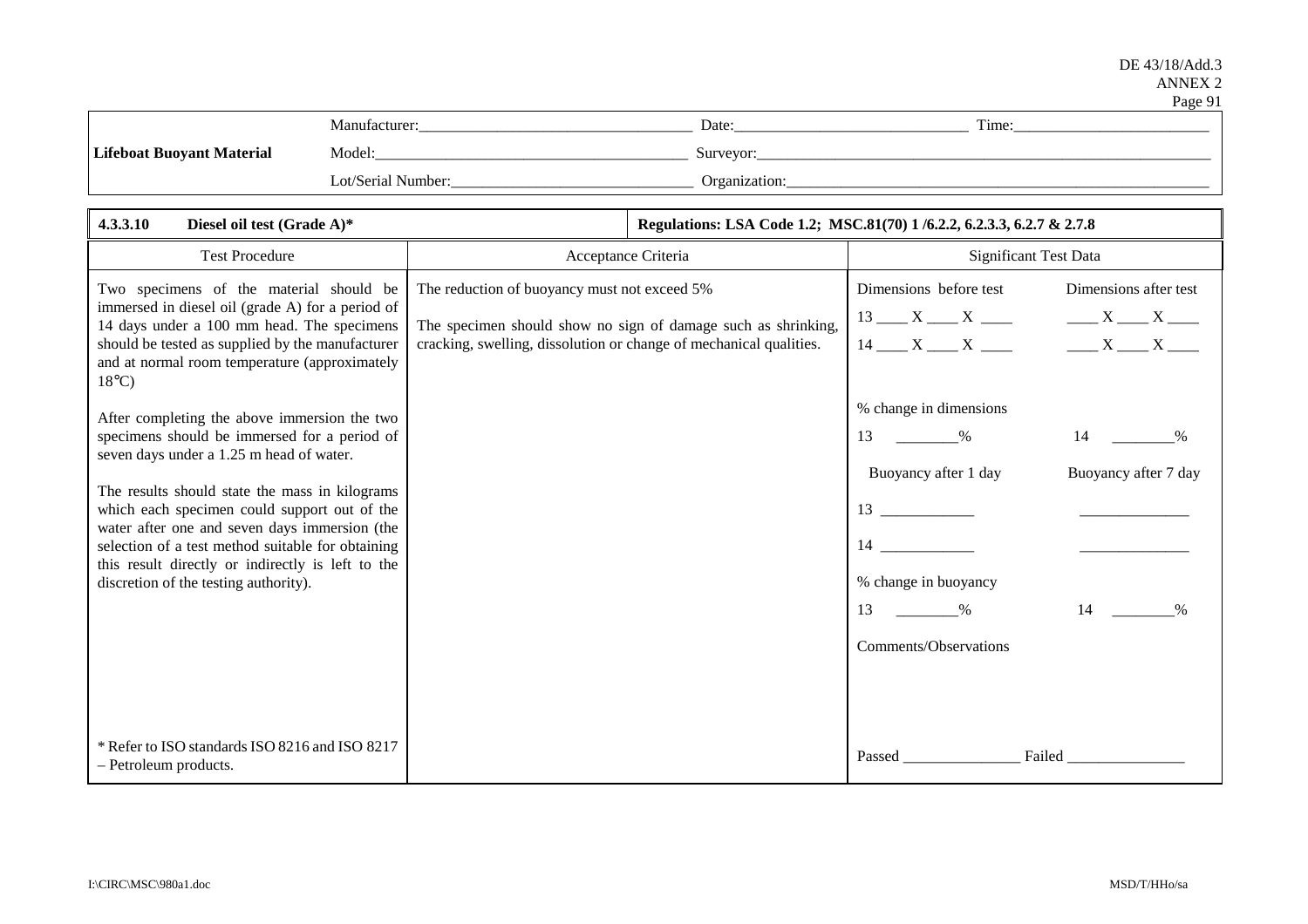| Lifeboat Buoyant Material | Manufacturer:___________________________________ | Date:_____________________________ | Time:_________________________ |
|---|---|---|---|
| | Model:________________________________________ | Surveyor:___________________________________________________________ | |
| | Lot/Serial Number:_______________________________ | Organization:_______________________________________________________ | |

| **4.3.3.10 Diesel oil test (Grade A)*** | | **Regulations: LSA Code 1.2; MSC.81(70) 1 /6.2.2, 6.2.3.3, 6.2.7 & 2.7.8** |
|---|---|---|
| Test Procedure | Acceptance Criteria | Significant Test Data |
| Two specimens of the material should be immersed in diesel oil (grade A) for a period of 14 days under a 100 mm head. The specimens should be tested as supplied by the manufacturer and at normal room temperature (approximately 18°C)<br><br>After completing the above immersion the two specimens should be immersed for a period of seven days under a 1.25 m head of water.<br><br>The results should state the mass in kilograms which each specimen could support out of the water after one and seven days immersion (the selection of a test method suitable for obtaining this result directly or indirectly is left to the discretion of the testing authority).<br><br>* Refer to ISO standards ISO 8216 and ISO 8217 – Petroleum products. | The reduction of buoyancy must not exceed 5%<br><br>The specimen should show no sign of damage such as shrinking, cracking, swelling, dissolution or change of mechanical qualities. | Dimensions before test &nbsp;&nbsp;&nbsp; Dimensions after test<br>13 ____ X ____ X ____ &nbsp;&nbsp;&nbsp; ____ X ____ X ____<br>14 ____ X ____ X ____ &nbsp;&nbsp;&nbsp; ____ X ____ X ____<br><br>% change in dimensions<br>13 ________% &nbsp;&nbsp;&nbsp; 14 ________%<br><br>Buoyancy after 1 day &nbsp;&nbsp;&nbsp; Buoyancy after 7 day<br>13 ____________ &nbsp;&nbsp;&nbsp; ______________<br>14 ____________ &nbsp;&nbsp;&nbsp; ______________<br><br>% change in buoyancy<br>13 ________% &nbsp;&nbsp;&nbsp; 14 ________%<br><br>Comments/Observations<br><br>Passed _______________ Failed _______________ |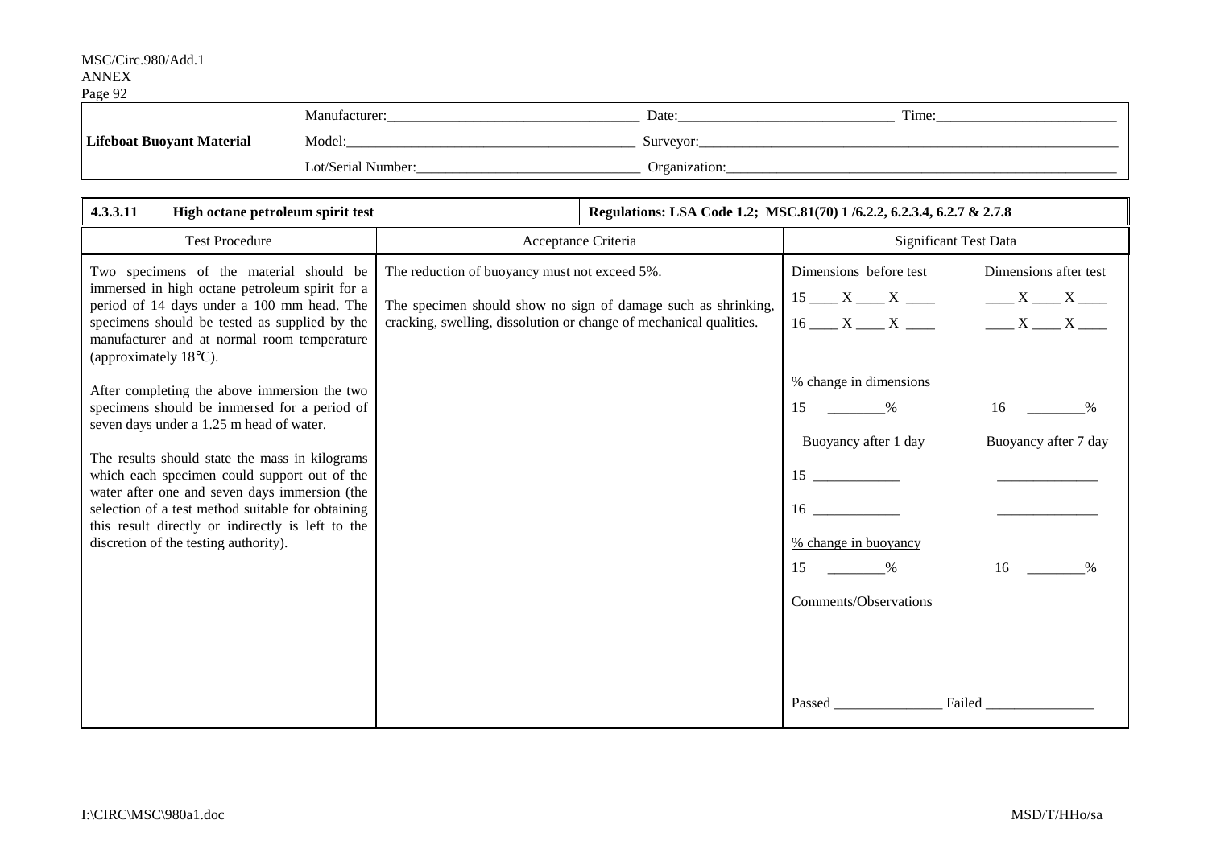| Lifeboat Buoyant Material | Manufacturer:\_\_\_\_\_\_\_\_\_\_\_\_\_\_\_\_\_\_\_\_\_\_\_\_\_\_\_\_\_\_\_\_\_\_ | Date:\_\_\_\_\_\_\_\_\_\_\_\_\_\_\_\_\_\_\_\_\_\_\_\_\_\_\_\_\_ | Time:\_\_\_\_\_\_\_\_\_\_\_\_\_\_\_\_\_\_\_\_\_\_\_\_\_ |
|---|---|---|---|
| | Model:\_\_\_\_\_\_\_\_\_\_\_\_\_\_\_\_\_\_\_\_\_\_\_\_\_\_\_\_\_\_\_\_\_\_\_\_\_\_\_ | Surveyor:\_\_\_\_\_\_\_\_\_\_\_\_\_\_\_\_\_\_\_\_\_\_\_\_\_\_\_\_\_\_\_\_\_\_\_\_\_\_\_\_\_\_\_\_\_\_\_\_\_\_\_\_\_\_\_\_\_\_\_\_ | |
| | Lot/Serial Number:\_\_\_\_\_\_\_\_\_\_\_\_\_\_\_\_\_\_\_\_\_\_\_\_\_\_\_\_\_\_\_ | Organization:\_\_\_\_\_\_\_\_\_\_\_\_\_\_\_\_\_\_\_\_\_\_\_\_\_\_\_\_\_\_\_\_\_\_\_\_\_\_\_\_\_\_\_\_\_\_\_\_\_\_\_\_\_\_\_\_ | |

| **4.3.3.11 High octane petroleum spirit test** | **Regulations: LSA Code 1.2; MSC.81(70) 1 /6.2.2, 6.2.3.4, 6.2.7 & 2.7.8** | |
|---|---|---|
| Test Procedure | Acceptance Criteria | Significant Test Data |
| Two specimens of the material should be immersed in high octane petroleum spirit for a period of 14 days under a 100 mm head. The specimens should be tested as supplied by the manufacturer and at normal room temperature (approximately 18°C).<br><br>After completing the above immersion the two specimens should be immersed for a period of seven days under a 1.25 m head of water.<br><br>The results should state the mass in kilograms which each specimen could support out of the water after one and seven days immersion (the selection of a test method suitable for obtaining this result directly or indirectly is left to the discretion of the testing authority). | The reduction of buoyancy must not exceed 5%.<br><br>The specimen should show no sign of damage such as shrinking, cracking, swelling, dissolution or change of mechanical qualities. | Dimensions before test / Dimensions after test<br>15 \_\_\_\_ X \_\_\_\_ X \_\_\_\_ / \_\_\_\_ X \_\_\_\_ X \_\_\_\_<br>16 \_\_\_\_ X \_\_\_\_ X \_\_\_\_ / \_\_\_\_ X \_\_\_\_ X \_\_\_\_<br><br>% change in dimensions<br>15 \_\_\_\_\_\_\_\_% 16 \_\_\_\_\_\_\_\_%<br><br>Buoyancy after 1 day / Buoyancy after 7 day<br>15 \_\_\_\_\_\_\_\_\_\_\_\_ / \_\_\_\_\_\_\_\_\_\_\_\_\_\_<br>16 \_\_\_\_\_\_\_\_\_\_\_\_ / \_\_\_\_\_\_\_\_\_\_\_\_\_\_<br><br>% change in buoyancy<br>15 \_\_\_\_\_\_\_\_% 16 \_\_\_\_\_\_\_\_%<br><br>Comments/Observations<br><br><br><br>Passed \_\_\_\_\_\_\_\_\_\_\_\_\_\_\_ Failed \_\_\_\_\_\_\_\_\_\_\_\_\_\_\_ |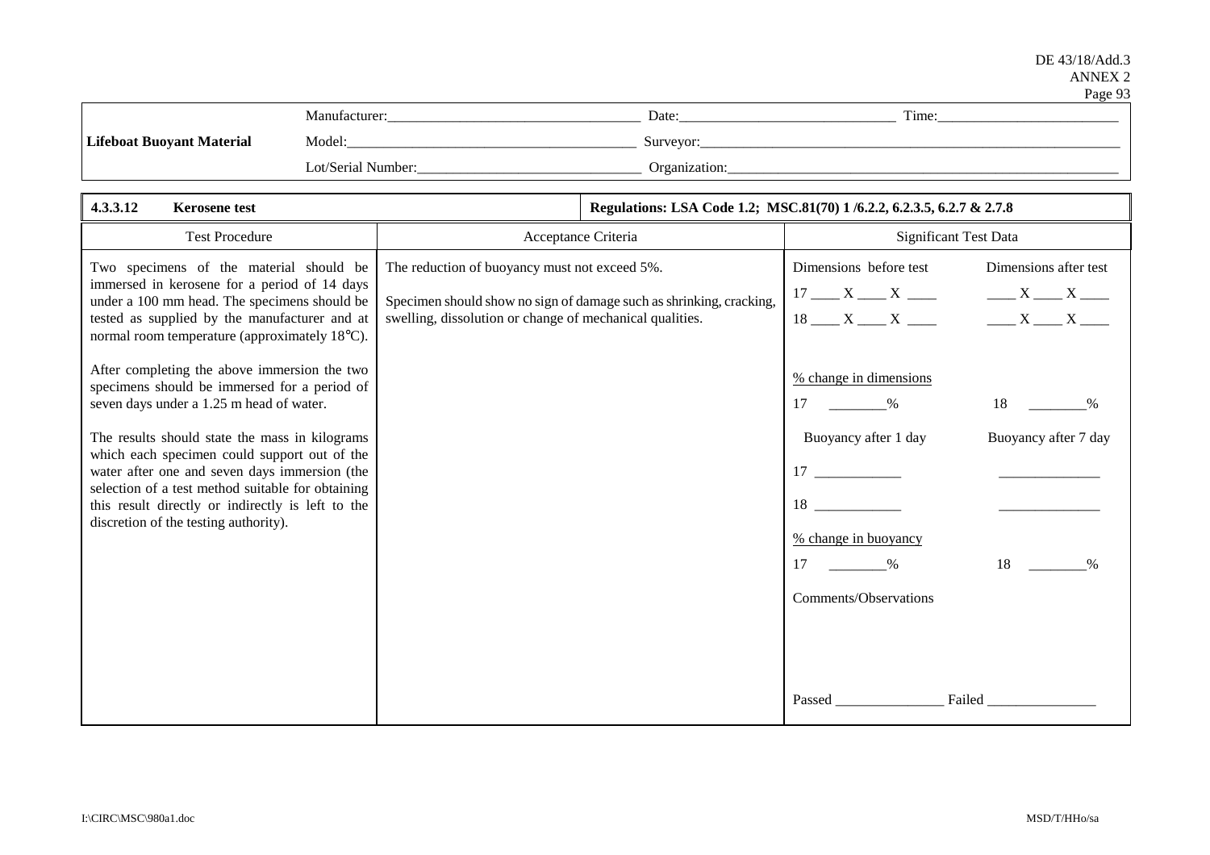| | | | |
|---|---|---|---|
| **Lifeboat Buoyant Material** | Manufacturer:___________________________________ | Date:_____________________________ | Time:_________________________ |
| | Model:_______________________________________ | Surveyor:___________________________________________________________ | |
| | Lot/Serial Number:______________________________ | Organization:_______________________________________________________ | |

| **4.3.3.12 Kerosene test** | | **Regulations: LSA Code 1.2; MSC.81(70) 1 /6.2.2, 6.2.3.5, 6.2.7 & 2.7.8** |
|---|---|---|
| Test Procedure | Acceptance Criteria | Significant Test Data |
| Two specimens of the material should be immersed in kerosene for a period of 14 days under a 100 mm head. The specimens should be tested as supplied by the manufacturer and at normal room temperature (approximately 18°C).<br><br>After completing the above immersion the two specimens should be immersed for a period of seven days under a 1.25 m head of water.<br><br>The results should state the mass in kilograms which each specimen could support out of the water after one and seven days immersion (the selection of a test method suitable for obtaining this result directly or indirectly is left to the discretion of the testing authority). | The reduction of buoyancy must not exceed 5%.<br><br>Specimen should show no sign of damage such as shrinking, cracking, swelling, dissolution or change of mechanical qualities. | Dimensions before test &nbsp;&nbsp; Dimensions after test<br>17 ____ X ____ X ____ &nbsp;&nbsp; ____ X ____ X ____<br>18 ____ X ____ X ____ &nbsp;&nbsp; ____ X ____ X ____<br><br><u>% change in dimensions</u><br>17 ________% &nbsp;&nbsp; 18 ________%<br><br>Buoyancy after 1 day &nbsp;&nbsp; Buoyancy after 7 day<br>17 ____________ &nbsp;&nbsp; ______________<br>18 ____________ &nbsp;&nbsp; ______________<br><br><u>% change in buoyancy</u><br>17 ________% &nbsp;&nbsp; 18 ________%<br><br>Comments/Observations<br><br><br><br>Passed _______________ Failed _______________ |